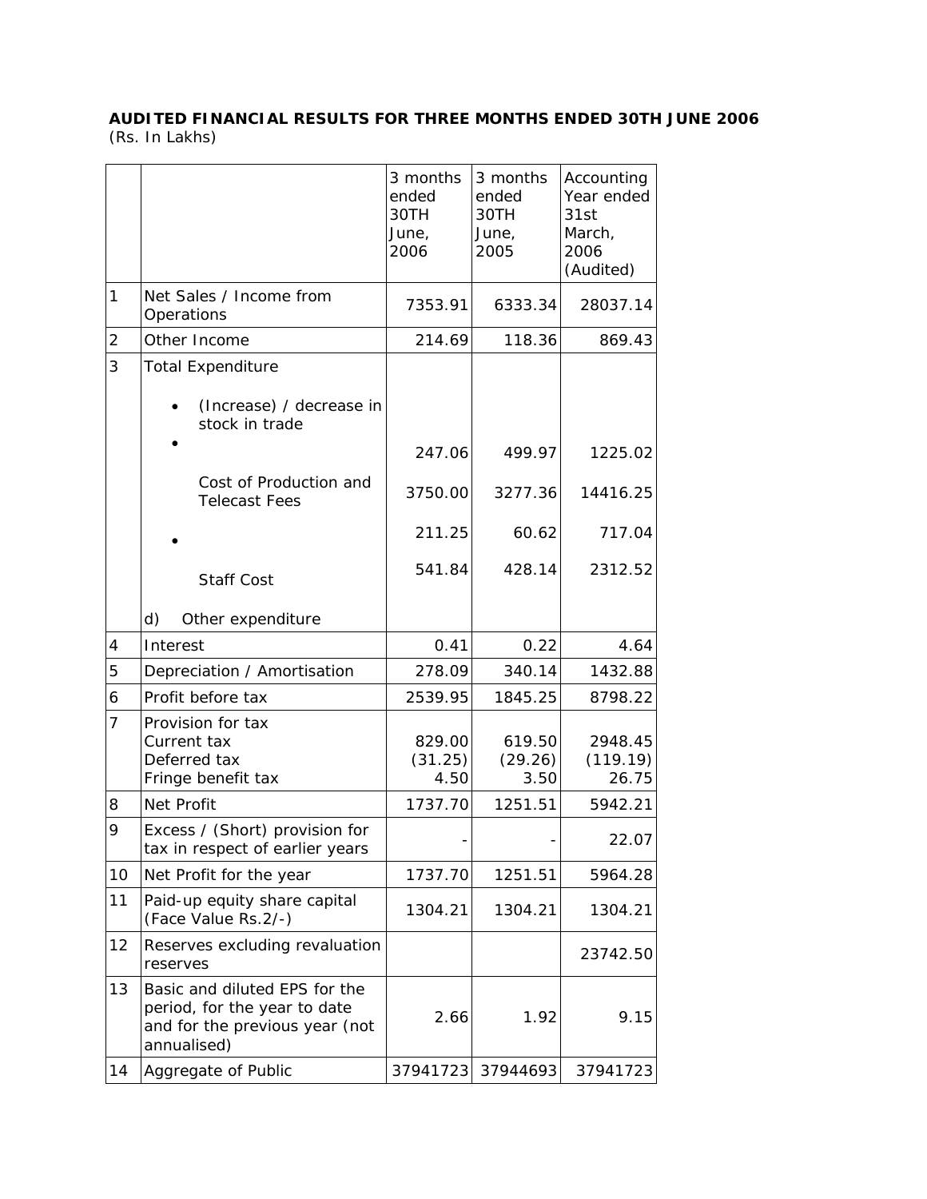**AUDITED FINANCIAL RESULTS FOR THREE MONTHS ENDED 30TH JUNE 2006**
(Rs. In Lakhs)

| | | 3 months ended 30TH June, 2006 | 3 months ended 30TH June, 2005 | Accounting Year ended 31st March, 2006 (Audited) |
|---|---|---|---|---|
| 1 | Net Sales / Income from Operations | 7353.91 | 6333.34 | 28037.14 |
| 2 | Other Income | 214.69 | 118.36 | 869.43 |
| 3 | Total Expenditure | | | |
| | • (Increase) / decrease in stock in trade | 247.06 | 499.97 | 1225.02 |
| | • Cost of Production and Telecast Fees | 3750.00 | 3277.36 | 14416.25 |
| | • Staff Cost | 211.25 | 60.62 | 717.04 |
| | d) Other expenditure | 541.84 | 428.14 | 2312.52 |
| 4 | Interest | 0.41 | 0.22 | 4.64 |
| 5 | Depreciation / Amortisation | 278.09 | 340.14 | 1432.88 |
| 6 | Profit before tax | 2539.95 | 1845.25 | 8798.22 |
| 7 | Provision for tax | | | |
| | Current tax | 829.00 | 619.50 | 2948.45 |
| | Deferred tax | (31.25) | (29.26) | (119.19) |
| | Fringe benefit tax | 4.50 | 3.50 | 26.75 |
| 8 | Net Profit | 1737.70 | 1251.51 | 5942.21 |
| 9 | Excess / (Short) provision for tax in respect of earlier years | - | - | 22.07 |
| 10 | Net Profit for the year | 1737.70 | 1251.51 | 5964.28 |
| 11 | Paid-up equity share capital (Face Value Rs.2/-) | 1304.21 | 1304.21 | 1304.21 |
| 12 | Reserves excluding revaluation reserves | | | 23742.50 |
| 13 | Basic and diluted EPS for the period, for the year to date and for the previous year (not annualised) | 2.66 | 1.92 | 9.15 |
| 14 | Aggregate of Public | 37941723 | 37944693 | 37941723 |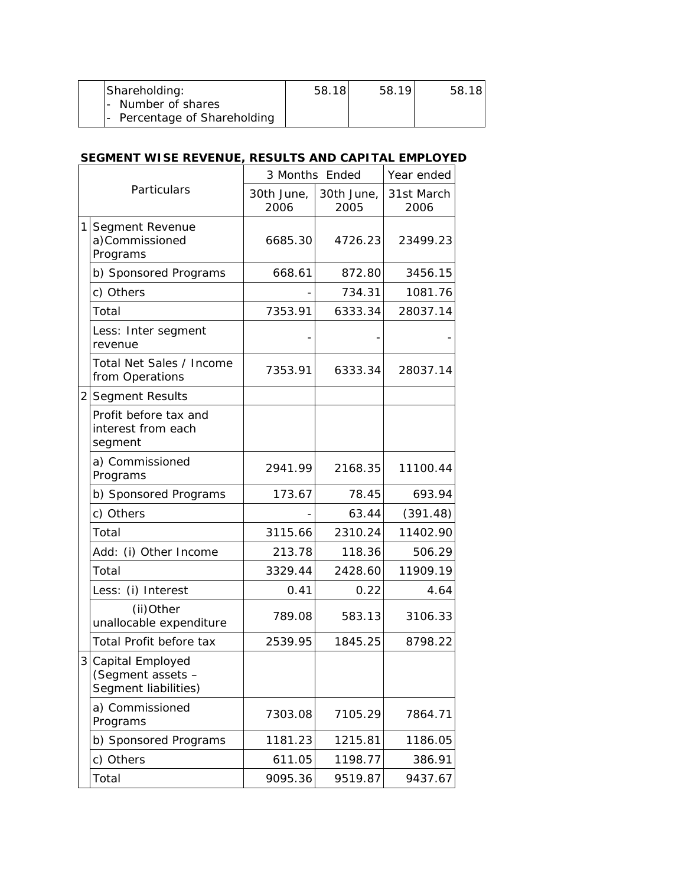| | | | | |
|---|---|---|---|---|
| | Shareholding:<br>- Number of shares<br>- Percentage of Shareholding | 58.18 | 58.19 | 58.18 |

**SEGMENT WISE REVENUE, RESULTS AND CAPITAL EMPLOYED**

| Particulars | | 3 Months Ended | | Year ended |
|---|---|---|---|---|
| | | 30th June, 2006 | 30th June, 2005 | 31st March 2006 |
| 1 | Segment Revenue<br>a)Commissioned Programs | 6685.30 | 4726.23 | 23499.23 |
| | b) Sponsored Programs | 668.61 | 872.80 | 3456.15 |
| | c) Others | - | 734.31 | 1081.76 |
| | Total | 7353.91 | 6333.34 | 28037.14 |
| | Less: Inter segment revenue | - | - | - |
| | Total Net Sales / Income from Operations | 7353.91 | 6333.34 | 28037.14 |
| 2 | Segment Results | | | |
| | Profit before tax and interest from each segment | | | |
| | a) Commissioned Programs | 2941.99 | 2168.35 | 11100.44 |
| | b) Sponsored Programs | 173.67 | 78.45 | 693.94 |
| | c) Others | - | 63.44 | (391.48) |
| | Total | 3115.66 | 2310.24 | 11402.90 |
| | Add: (i) Other Income | 213.78 | 118.36 | 506.29 |
| | Total | 3329.44 | 2428.60 | 11909.19 |
| | Less: (i) Interest | 0.41 | 0.22 | 4.64 |
| | (ii)Other unallocable expenditure | 789.08 | 583.13 | 3106.33 |
| | Total Profit before tax | 2539.95 | 1845.25 | 8798.22 |
| 3 | Capital Employed (Segment assets – Segment liabilities) | | | |
| | a) Commissioned Programs | 7303.08 | 7105.29 | 7864.71 |
| | b) Sponsored Programs | 1181.23 | 1215.81 | 1186.05 |
| | c) Others | 611.05 | 1198.77 | 386.91 |
| | Total | 9095.36 | 9519.87 | 9437.67 |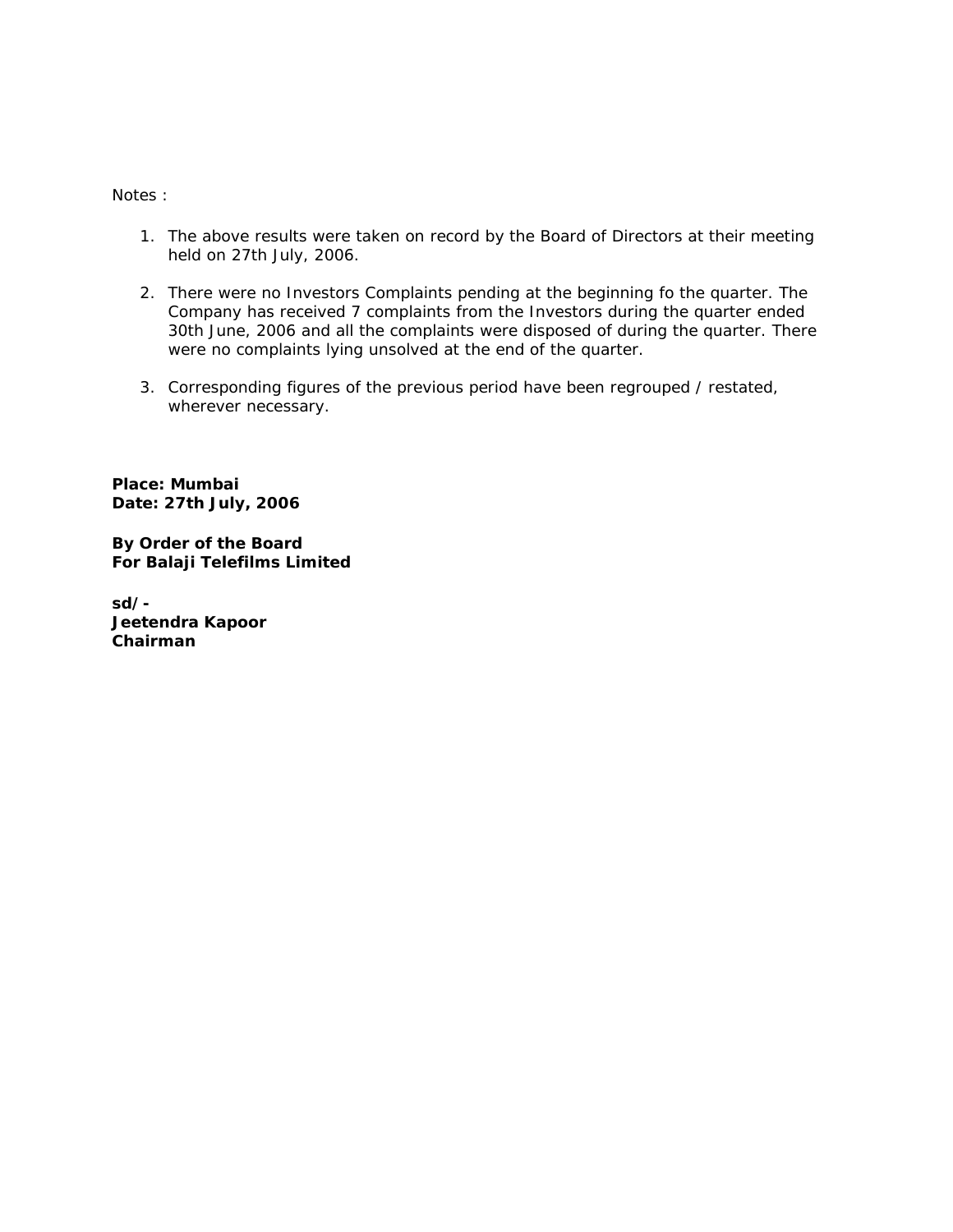Notes :

1. The above results were taken on record by the Board of Directors at their meeting held on 27th July, 2006.

2. There were no Investors Complaints pending at the beginning fo the quarter. The Company has received 7 complaints from the Investors during the quarter ended 30th June, 2006 and all the complaints were disposed of during the quarter. There were no complaints lying unsolved at the end of the quarter.

3. Corresponding figures of the previous period have been regrouped / restated, wherever necessary.

**Place: Mumbai**
**Date: 27th July, 2006**

**By Order of the Board**
**For Balaji Telefilms Limited**

**sd/-**
**Jeetendra Kapoor**
**Chairman**